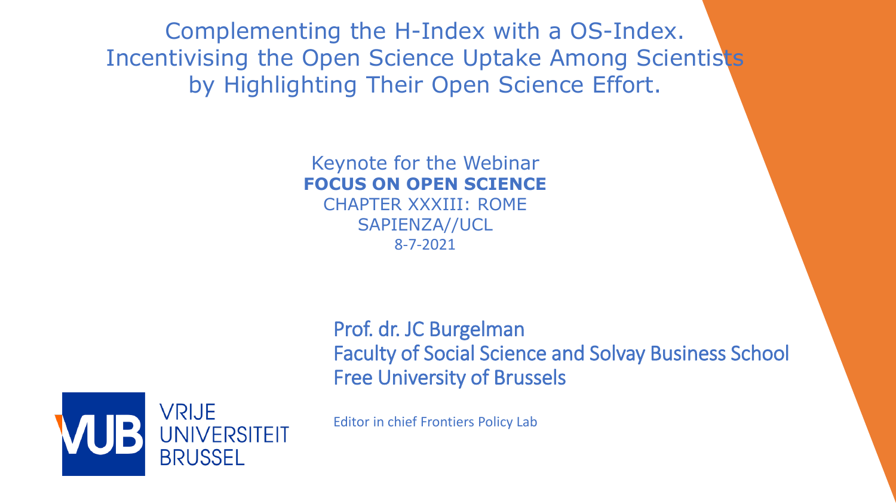# Complementing the H-Index with a OS-Index. Incentivising the Open Science Uptake Among Scientists by Highlighting Their Open Science Effort.

Keynote for the Webinar
**FOCUS ON OPEN SCIENCE**
CHAPTER XXXIII: ROME
SAPIENZA//UCL
8-7-2021

Prof. dr. JC Burgelman
Faculty of Social Science and Solvay Business School
Free University of Brussels

Editor in chief Frontiers Policy Lab

VUB VRIJE UNIVERSITEIT BRUSSEL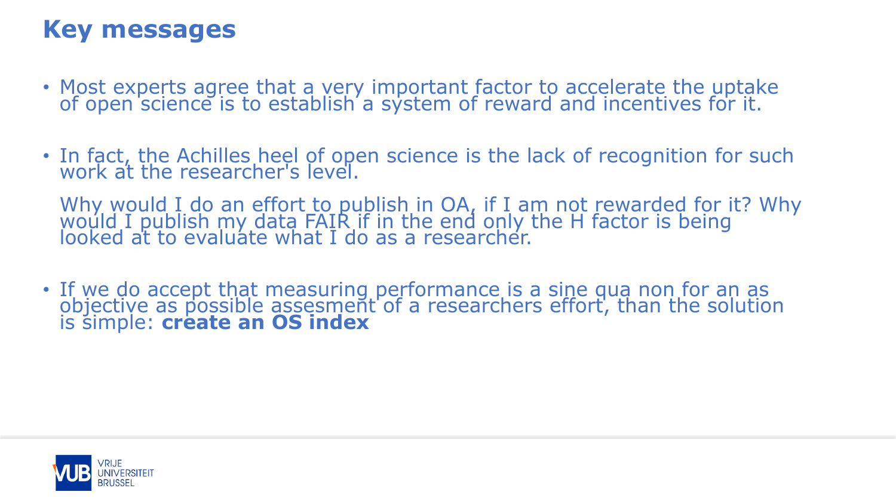# Key messages

- Most experts agree that a very important factor to accelerate the uptake of open science is to establish a system of reward and incentives for it.

- In fact, the Achilles heel of open science is the lack of recognition for such work at the researcher's level.

  Why would I do an effort to publish in OA, if I am not rewarded for it? Why would I publish my data FAIR if in the end only the H factor is being looked at to evaluate what I do as a researcher.

- If we do accept that measuring performance is a sine qua non for an as objective as possible assesment of a researchers effort, than the solution is simple: **create an OS index**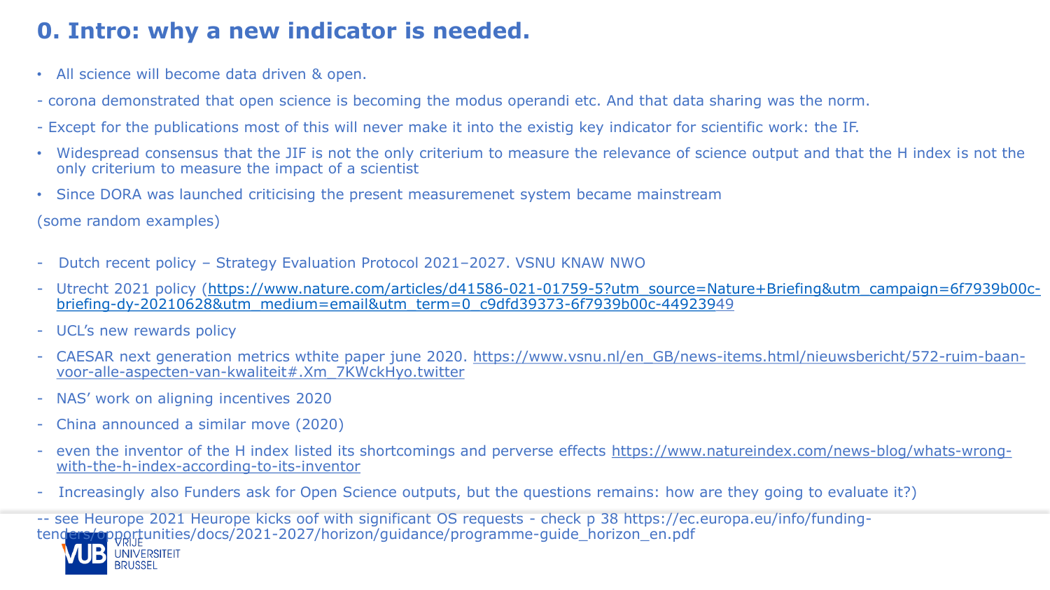# 0. Intro: why a new indicator is needed.

- All science will become data driven & open.

- corona demonstrated that open science is becoming the modus operandi etc. And that data sharing was the norm.

- Except for the publications most of this will never make it into the existig key indicator for scientific work: the IF.

- Widespread consensus that the JIF is not the only criterium to measure the relevance of science output and that the H index is not the only criterium to measure the impact of a scientist
- Since DORA was launched criticising the present measuremenet system became mainstream

(some random examples)

- Dutch recent policy – Strategy Evaluation Protocol 2021–2027. VSNU KNAW NWO
- Utrecht 2021 policy (https://www.nature.com/articles/d41586-021-01759-5?utm_source=Nature+Briefing&utm_campaign=6f7939b00c-briefing-dy-20210628&utm_medium=email&utm_term=0_c9dfd39373-6f7939b00c-44923949
- UCL's new rewards policy
- CAESAR next generation metrics wthite paper june 2020. https://www.vsnu.nl/en_GB/news-items.html/nieuwsbericht/572-ruim-baan-voor-alle-aspecten-van-kwaliteit#.Xm_7KWckHyo.twitter
- NAS' work on aligning incentives 2020
- China announced a similar move (2020)
- even the inventor of the H index listed its shortcomings and perverse effects https://www.natureindex.com/news-blog/whats-wrong-with-the-h-index-according-to-its-inventor
- Increasingly also Funders ask for Open Science outputs, but the questions remains: how are they going to evaluate it?)

-- see Heurope 2021 Heurope kicks oof with significant OS requests - check p 38 https://ec.europa.eu/info/funding-tenders/opportunities/docs/2021-2027/horizon/guidance/programme-guide_horizon_en.pdf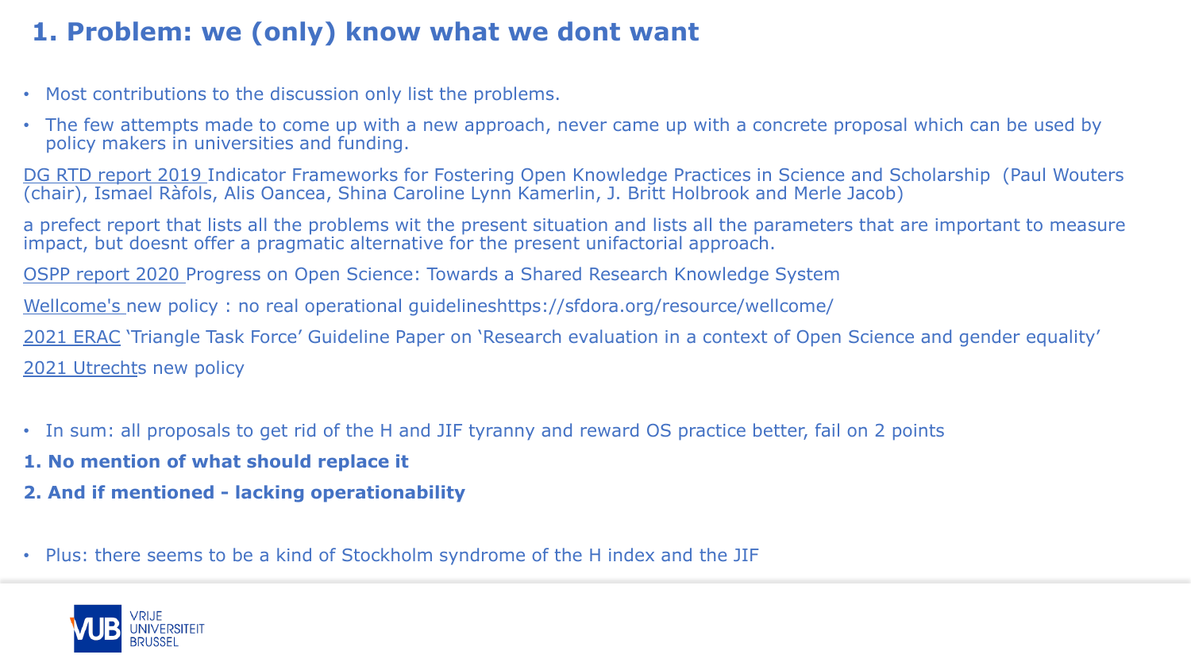# 1. Problem: we (only) know what we dont want

- Most contributions to the discussion only list the problems.
- The few attempts made to come up with a new approach, never came up with a concrete proposal which can be used by policy makers in universities and funding.

DG RTD report 2019 Indicator Frameworks for Fostering Open Knowledge Practices in Science and Scholarship (Paul Wouters (chair), Ismael Ràfols, Alis Oancea, Shina Caroline Lynn Kamerlin, J. Britt Holbrook and Merle Jacob)

a prefect report that lists all the problems wit the present situation and lists all the parameters that are important to measure impact, but doesnt offer a pragmatic alternative for the present unifactorial approach.

OSPP report 2020 Progress on Open Science: Towards a Shared Research Knowledge System

Wellcome's new policy : no real operational guidelineshttps://sfdora.org/resource/wellcome/

2021 ERAC 'Triangle Task Force' Guideline Paper on 'Research evaluation in a context of Open Science and gender equality'

2021 Utrechts new policy

- In sum: all proposals to get rid of the H and JIF tyranny and reward OS practice better, fail on 2 points

**1. No mention of what should replace it**

**2. And if mentioned - lacking operationability**

- Plus: there seems to be a kind of Stockholm syndrome of the H index and the JIF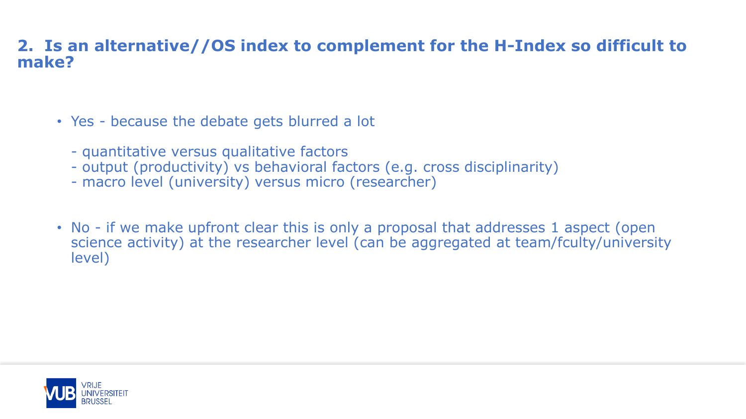## 2. Is an alternative//OS index to complement for the H-Index so difficult to make?

- Yes - because the debate gets blurred a lot

  - quantitative versus qualitative factors
  - output (productivity) vs behavioral factors (e.g. cross disciplinarity)
  - macro level (university) versus micro (researcher)

- No - if we make upfront clear this is only a proposal that addresses 1 aspect (open science activity) at the researcher level (can be aggregated at team/fculty/university level)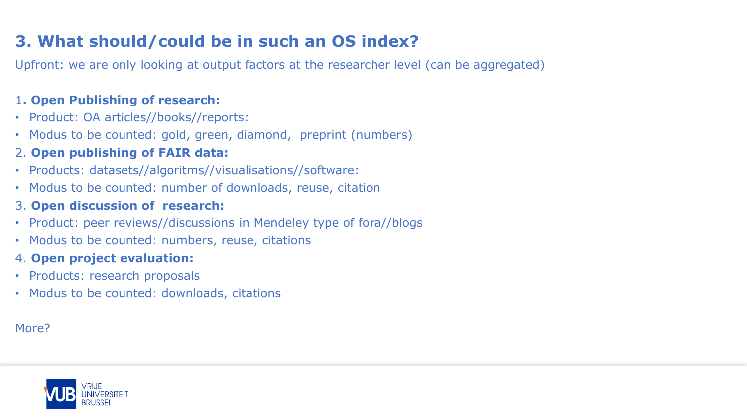## 3. What should/could be in such an OS index?

Upfront: we are only looking at output factors at the researcher level (can be aggregated)

1**. Open Publishing of research:**

- Product: OA articles//books//reports:
- Modus to be counted: gold, green, diamond,  preprint (numbers)

2. **Open publishing of FAIR data:**

- Products: datasets//algoritms//visualisations//software:
- Modus to be counted: number of downloads, reuse, citation

3. **Open discussion of  research:**

- Product: peer reviews//discussions in Mendeley type of fora//blogs
- Modus to be counted: numbers, reuse, citations

4. **Open project evaluation:**

- Products: research proposals
- Modus to be counted: downloads, citations

More?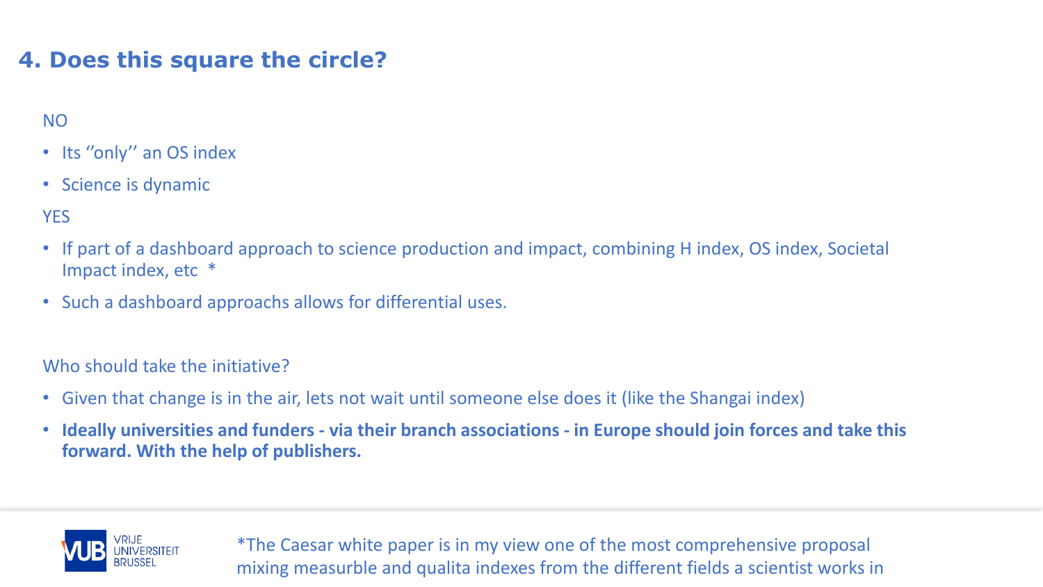## 4. Does this square the circle?

NO

- Its ''only'' an OS index
- Science is dynamic

YES

- If part of a dashboard approach to science production and impact, combining H index, OS index, Societal Impact index, etc *
- Such a dashboard approachs allows for differential uses.

Who should take the initiative?

- Given that change is in the air, lets not wait until someone else does it (like the Shangai index)
- **Ideally universities and funders - via their branch associations - in Europe should join forces and take this forward. With the help of publishers.**

*The Caesar white paper is in my view one of the most comprehensive proposal mixing measurble and qualita indexes from the different fields a scientist works in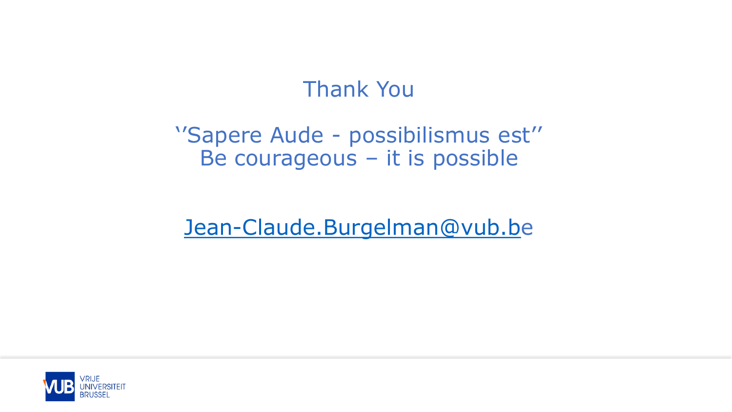# Thank You

''Sapere Aude - possibilismus est''
Be courageous – it is possible

Jean-Claude.Burgelman@vub.be